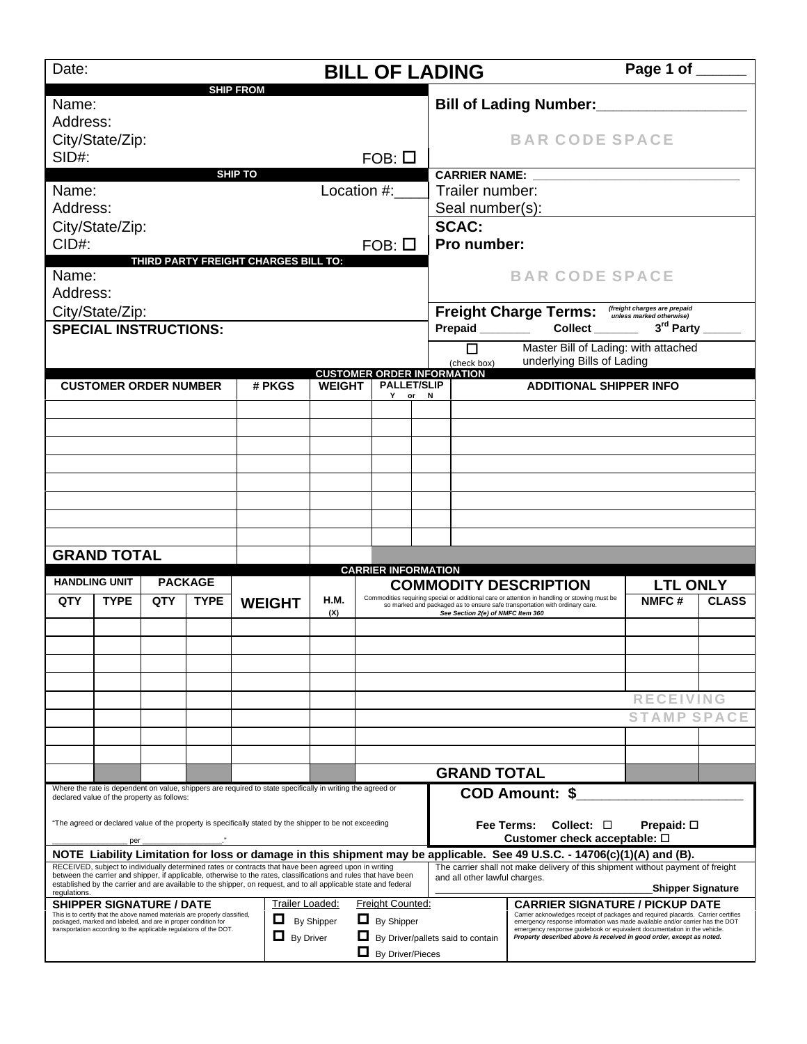Date:

# BILL OF LADING

Page 1 of ______

**SHIP FROM**

Name:
Address:
City/State/Zip:
SID#: FOB: ☐

**Bill of Lading Number:__________________**

BAR CODE SPACE

**SHIP TO**

Name: Location #:____
Address:
City/State/Zip:
CID#: FOB: ☐

**CARRIER NAME: ______________________________**
Trailer number:
Seal number(s):

**SCAC:**
**Pro number:**

**THIRD PARTY FREIGHT CHARGES BILL TO:**

Name:
Address:
City/State/Zip:

BAR CODE SPACE

**Freight Charge Terms:** *(freight charges are prepaid unless marked otherwise)*
**Prepaid ________ Collect _______ 3rd Party ______**

**SPECIAL INSTRUCTIONS:**

☐ (check box) Master Bill of Lading: with attached underlying Bills of Lading

**CUSTOMER ORDER INFORMATION**

| CUSTOMER ORDER NUMBER | # PKGS | WEIGHT | PALLET/SLIP Y | PALLET/SLIP N | ADDITIONAL SHIPPER INFO |
|---|---|---|---|---|---|
| | | | | | |
| | | | | | |
| | | | | | |
| | | | | | |
| | | | | | |
| | | | | | |
| | | | | | |
| | | | | | |
| **GRAND TOTAL** | | | | | |

**CARRIER INFORMATION**

| HANDLING UNIT | | PACKAGE | | WEIGHT | H.M. | COMMODITY DESCRIPTION | LTL ONLY | |
|---|---|---|---|---|---|---|---|---|
| QTY | TYPE | QTY | TYPE | | (X) | Commodities requiring special or additional care or attention in handling or stowing must be so marked and packaged as to ensure safe transportation with ordinary care. *See Section 2(e) of NMFC Item 360* | NMFC # | CLASS |
| | | | | | | | | |
| | | | | | | | | |
| | | | | | | | | |
| | | | | | | | | |
| | | | | | | | RECEIVING | |
| | | | | | | | STAMP SPACE | |
| | | | | | | | | |
| | | | | | | | | |
| | | | | | | **GRAND TOTAL** | | |

Where the rate is dependent on value, shippers are required to state specifically in writing the agreed or declared value of the property as follows:

"The agreed or declared value of the property is specifically stated by the shipper to be not exceeding

________________ per _________________."

**COD Amount: $______________________**

**Fee Terms: Collect: ☐ Prepaid: ☐**
**Customer check acceptable: ☐**

**NOTE Liability Limitation for loss or damage in this shipment may be applicable. See 49 U.S.C. - 14706(c)(1)(A) and (B).**

RECEIVED, subject to individually determined rates or contracts that have been agreed upon in writing between the carrier and shipper, if applicable, otherwise to the rates, classifications and rules that have been established by the carrier and are available to the shipper, on request, and to all applicable state and federal regulations.

The carrier shall not make delivery of this shipment without payment of freight and all other lawful charges.

_______________________________________**Shipper Signature**

**SHIPPER SIGNATURE / DATE**
This is to certify that the above named materials are properly classified, packaged, marked and labeled, and are in proper condition for transportation according to the applicable regulations of the DOT.

Trailer Loaded:
☐ By Shipper
☐ By Driver

Freight Counted:
☐ By Shipper
☐ By Driver/pallets said to contain
☐ By Driver/Pieces

**CARRIER SIGNATURE / PICKUP DATE**
Carrier acknowledges receipt of packages and required placards. Carrier certifies emergency response information was made available and/or carrier has the DOT emergency response guidebook or equivalent documentation in the vehicle.
***Property described above is received in good order, except as noted.***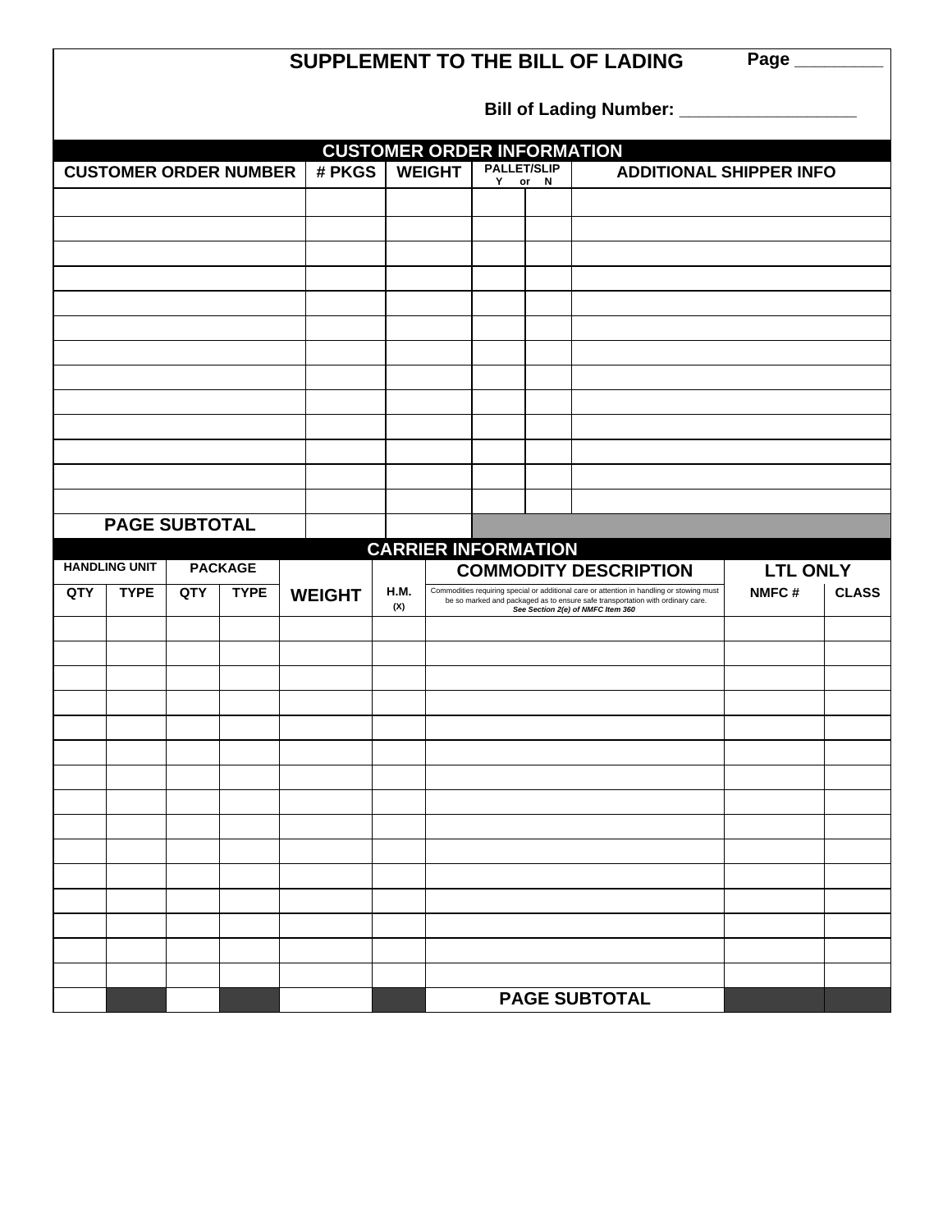# SUPPLEMENT TO THE BILL OF LADING

Page _________

**Bill of Lading Number:** ___________________

## CUSTOMER ORDER INFORMATION

| CUSTOMER ORDER NUMBER | # PKGS | WEIGHT | PALLET/SLIP Y | or N | ADDITIONAL SHIPPER INFO |
|---|---|---|---|---|---|
| | | | | | |
| | | | | | |
| | | | | | |
| | | | | | |
| | | | | | |
| | | | | | |
| | | | | | |
| | | | | | |
| | | | | | |
| | | | | | |
| | | | | | |
| | | | | | |
| | | | | | |
| **PAGE SUBTOTAL** | | | | | |

## CARRIER INFORMATION

| HANDLING UNIT | | PACKAGE | | WEIGHT | H.M. (X) | COMMODITY DESCRIPTION | LTL ONLY | |
|---|---|---|---|---|---|---|---|---|
| QTY | TYPE | QTY | TYPE | | | Commodities requiring special or additional care or attention in handling or stowing must be so marked and packaged as to ensure safe transportation with ordinary care. *See Section 2(e) of NMFC Item 360* | NMFC # | CLASS |
| | | | | | | | | |
| | | | | | | | | |
| | | | | | | | | |
| | | | | | | | | |
| | | | | | | | | |
| | | | | | | | | |
| | | | | | | | | |
| | | | | | | | | |
| | | | | | | | | |
| | | | | | | | | |
| | | | | | | | | |
| | | | | | | | | |
| | | | | | | | | |
| | | | | | | | | |
| | | | | | | | | |
| | | | | | | **PAGE SUBTOTAL** | | |